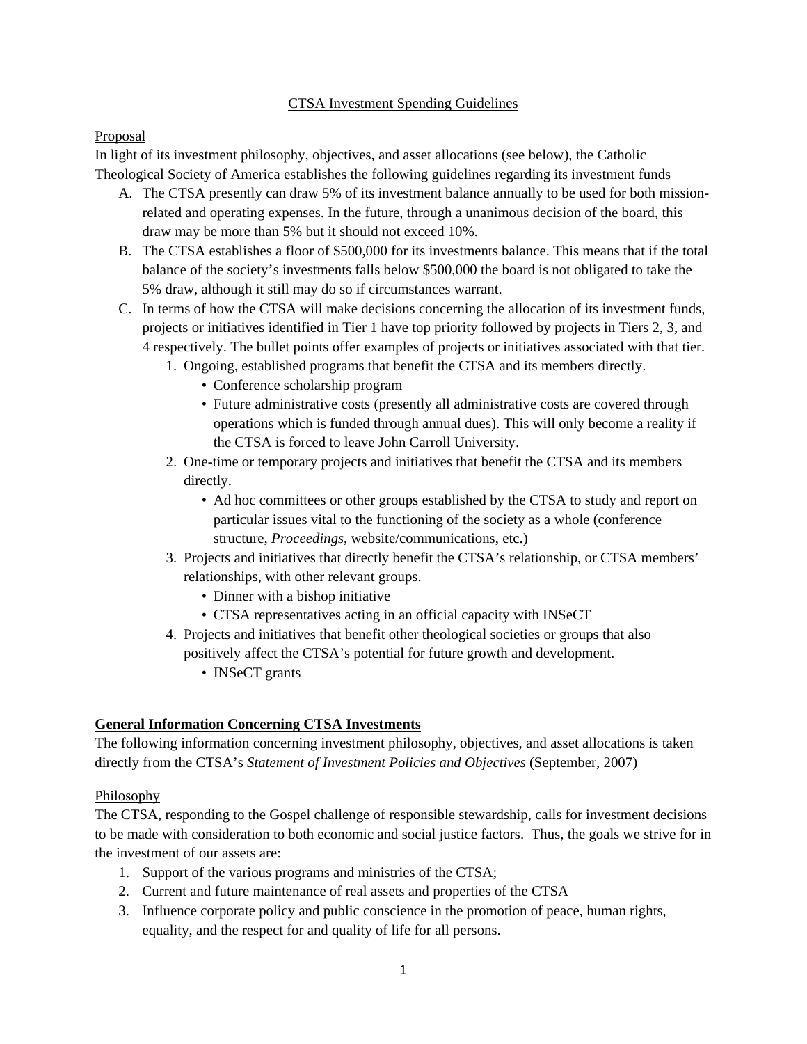# CTSA Investment Spending Guidelines

## Proposal

In light of its investment philosophy, objectives, and asset allocations (see below), the Catholic Theological Society of America establishes the following guidelines regarding its investment funds

A. The CTSA presently can draw 5% of its investment balance annually to be used for both mission-related and operating expenses. In the future, through a unanimous decision of the board, this draw may be more than 5% but it should not exceed 10%.

B. The CTSA establishes a floor of $500,000 for its investments balance. This means that if the total balance of the society's investments falls below $500,000 the board is not obligated to take the 5% draw, although it still may do so if circumstances warrant.

C. In terms of how the CTSA will make decisions concerning the allocation of its investment funds, projects or initiatives identified in Tier 1 have top priority followed by projects in Tiers 2, 3, and 4 respectively. The bullet points offer examples of projects or initiatives associated with that tier.

   1. Ongoing, established programs that benefit the CTSA and its members directly.
      - Conference scholarship program
      - Future administrative costs (presently all administrative costs are covered through operations which is funded through annual dues). This will only become a reality if the CTSA is forced to leave John Carroll University.
   2. One-time or temporary projects and initiatives that benefit the CTSA and its members directly.
      - Ad hoc committees or other groups established by the CTSA to study and report on particular issues vital to the functioning of the society as a whole (conference structure, *Proceedings*, website/communications, etc.)
   3. Projects and initiatives that directly benefit the CTSA's relationship, or CTSA members' relationships, with other relevant groups.
      - Dinner with a bishop initiative
      - CTSA representatives acting in an official capacity with INSeCT
   4. Projects and initiatives that benefit other theological societies or groups that also positively affect the CTSA's potential for future growth and development.
      - INSeCT grants

## **General Information Concerning CTSA Investments**

The following information concerning investment philosophy, objectives, and asset allocations is taken directly from the CTSA's *Statement of Investment Policies and Objectives* (September, 2007)

## Philosophy

The CTSA, responding to the Gospel challenge of responsible stewardship, calls for investment decisions to be made with consideration to both economic and social justice factors. Thus, the goals we strive for in the investment of our assets are:

1. Support of the various programs and ministries of the CTSA;
2. Current and future maintenance of real assets and properties of the CTSA
3. Influence corporate policy and public conscience in the promotion of peace, human rights, equality, and the respect for and quality of life for all persons.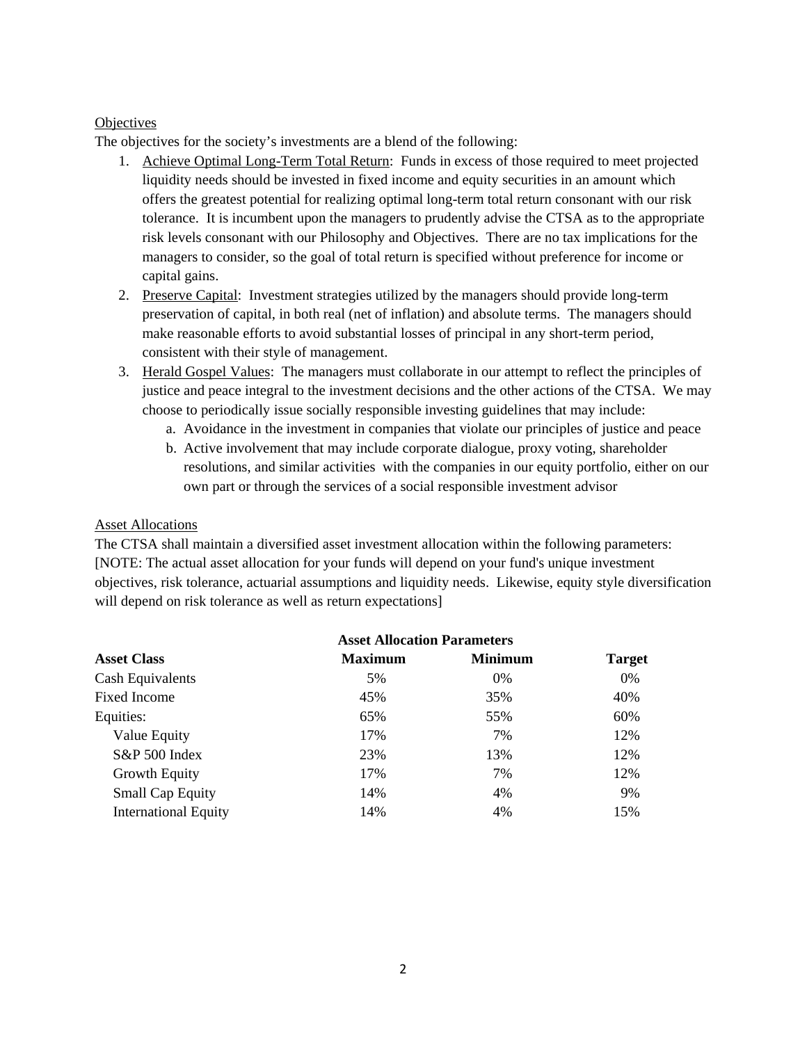Objectives

The objectives for the society's investments are a blend of the following:

1. Achieve Optimal Long-Term Total Return: Funds in excess of those required to meet projected liquidity needs should be invested in fixed income and equity securities in an amount which offers the greatest potential for realizing optimal long-term total return consonant with our risk tolerance. It is incumbent upon the managers to prudently advise the CTSA as to the appropriate risk levels consonant with our Philosophy and Objectives. There are no tax implications for the managers to consider, so the goal of total return is specified without preference for income or capital gains.
2. Preserve Capital: Investment strategies utilized by the managers should provide long-term preservation of capital, in both real (net of inflation) and absolute terms. The managers should make reasonable efforts to avoid substantial losses of principal in any short-term period, consistent with their style of management.
3. Herald Gospel Values: The managers must collaborate in our attempt to reflect the principles of justice and peace integral to the investment decisions and the other actions of the CTSA. We may choose to periodically issue socially responsible investing guidelines that may include:
   a. Avoidance in the investment in companies that violate our principles of justice and peace
   b. Active involvement that may include corporate dialogue, proxy voting, shareholder resolutions, and similar activities with the companies in our equity portfolio, either on our own part or through the services of a social responsible investment advisor

Asset Allocations

The CTSA shall maintain a diversified asset investment allocation within the following parameters: [NOTE: The actual asset allocation for your funds will depend on your fund's unique investment objectives, risk tolerance, actuarial assumptions and liquidity needs. Likewise, equity style diversification will depend on risk tolerance as well as return expectations]

| | Asset Allocation Parameters | | |
|---|---|---|---|
| **Asset Class** | **Maximum** | **Minimum** | **Target** |
| Cash Equivalents | 5% | 0% | 0% |
| Fixed Income | 45% | 35% | 40% |
| Equities: | 65% | 55% | 60% |
| Value Equity | 17% | 7% | 12% |
| S&P 500 Index | 23% | 13% | 12% |
| Growth Equity | 17% | 7% | 12% |
| Small Cap Equity | 14% | 4% | 9% |
| International Equity | 14% | 4% | 15% |